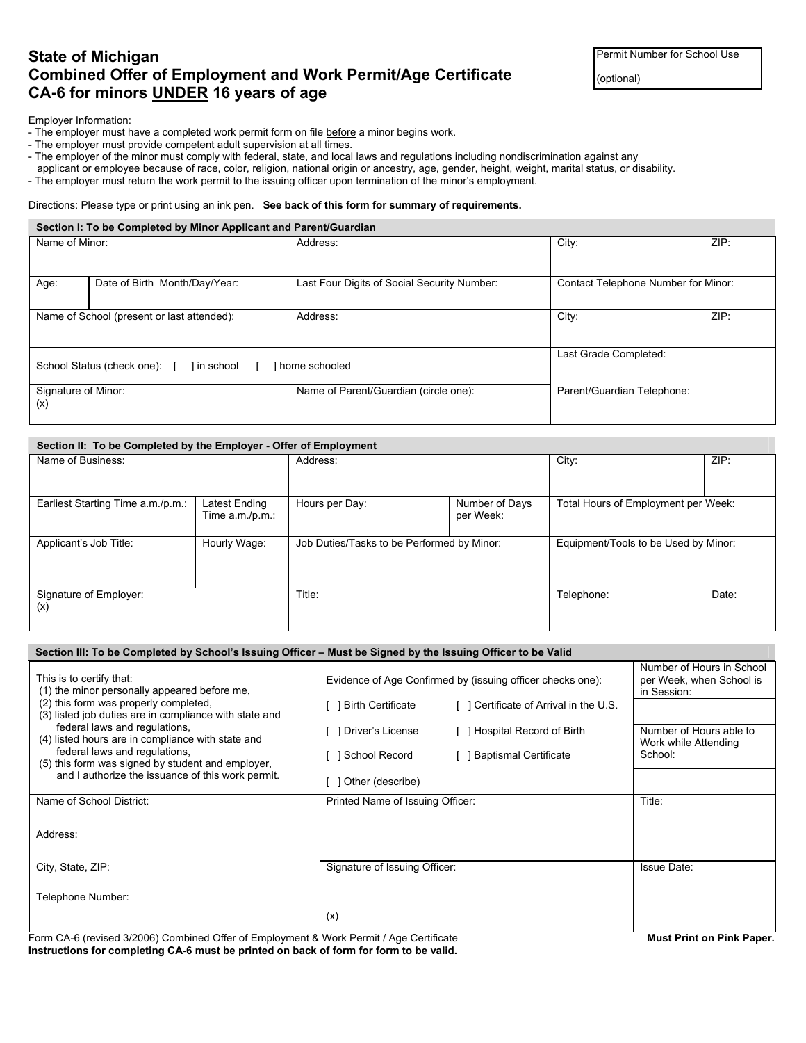# State of Michigan
## Combined Offer of Employment and Work Permit/Age Certificate
## CA-6 for minors UNDER 16 years of age

| Permit Number for School Use (optional) |
|---|
| |

Employer Information:

- The employer must have a completed work permit form on file before a minor begins work.
- The employer must provide competent adult supervision at all times.
- The employer of the minor must comply with federal, state, and local laws and regulations including nondiscrimination against any applicant or employee because of race, color, religion, national origin or ancestry, age, gender, height, weight, marital status, or disability.
- The employer must return the work permit to the issuing officer upon termination of the minor's employment.

Directions: Please type or print using an ink pen. **See back of this form for summary of requirements.**

**Section I: To be Completed by Minor Applicant and Parent/Guardian**

| Name of Minor: | | Address: | City: | ZIP: |
|---|---|---|---|---|
| Age: | Date of Birth Month/Day/Year: | Last Four Digits of Social Security Number: | Contact Telephone Number for Minor: | |
| Name of School (present or last attended): | | Address: | City: | ZIP: |
| School Status (check one): [ ] in school [ ] home schooled | | | Last Grade Completed: | |
| Signature of Minor: (x) | | Name of Parent/Guardian (circle one): | Parent/Guardian Telephone: | |

**Section II: To be Completed by the Employer - Offer of Employment**

| Name of Business: | | Address: | | City: | ZIP: |
|---|---|---|---|---|---|
| Earliest Starting Time a.m./p.m.: | Latest Ending Time a.m./p.m.: | Hours per Day: | Number of Days per Week: | Total Hours of Employment per Week: | |
| Applicant's Job Title: | Hourly Wage: | Job Duties/Tasks to be Performed by Minor: | | Equipment/Tools to be Used by Minor: | |
| Signature of Employer: (x) | | Title: | | Telephone: | Date: |

**Section III: To be Completed by School's Issuing Officer – Must be Signed by the Issuing Officer to be Valid**

| This is to certify that: (1) the minor personally appeared before me, (2) this form was properly completed, (3) listed job duties are in compliance with state and federal laws and regulations, (4) listed hours are in compliance with state and federal laws and regulations, (5) this form was signed by student and employer, and I authorize the issuance of this work permit. | Evidence of Age Confirmed by (issuing officer checks one): [ ] Birth Certificate [ ] Certificate of Arrival in the U.S. [ ] Driver's License [ ] Hospital Record of Birth [ ] School Record [ ] Baptismal Certificate [ ] Other (describe) | Number of Hours in School per Week, when School is in Session: <br> Number of Hours able to Work while Attending School: |
|---|---|---|
| Name of School District: <br> Address: <br> City, State, ZIP: <br> Telephone Number: | Printed Name of Issuing Officer: <br> Signature of Issuing Officer: (x) | Title: <br> Issue Date: |

Form CA-6 (revised 3/2006) Combined Offer of Employment & Work Permit / Age Certificate **Must Print on Pink Paper.**

**Instructions for completing CA-6 must be printed on back of form for form to be valid.**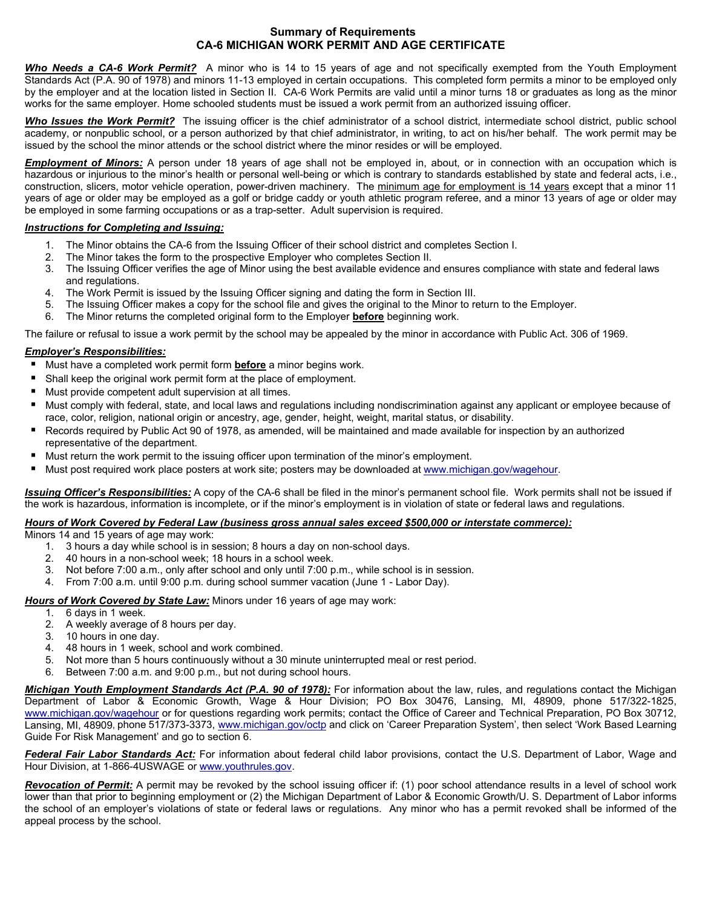# Summary of Requirements
# CA-6 MICHIGAN WORK PERMIT AND AGE CERTIFICATE

***Who Needs a CA-6 Work Permit?*** A minor who is 14 to 15 years of age and not specifically exempted from the Youth Employment Standards Act (P.A. 90 of 1978) and minors 11-13 employed in certain occupations. This completed form permits a minor to be employed only by the employer and at the location listed in Section II. CA-6 Work Permits are valid until a minor turns 18 or graduates as long as the minor works for the same employer. Home schooled students must be issued a work permit from an authorized issuing officer.

***Who Issues the Work Permit?*** The issuing officer is the chief administrator of a school district, intermediate school district, public school academy, or nonpublic school, or a person authorized by that chief administrator, in writing, to act on his/her behalf. The work permit may be issued by the school the minor attends or the school district where the minor resides or will be employed.

***Employment of Minors:*** A person under 18 years of age shall not be employed in, about, or in connection with an occupation which is hazardous or injurious to the minor's health or personal well-being or which is contrary to standards established by state and federal acts, i.e., construction, slicers, motor vehicle operation, power-driven machinery. The minimum age for employment is 14 years except that a minor 11 years of age or older may be employed as a golf or bridge caddy or youth athletic program referee, and a minor 13 years of age or older may be employed in some farming occupations or as a trap-setter. Adult supervision is required.

***Instructions for Completing and Issuing:***

1. The Minor obtains the CA-6 from the Issuing Officer of their school district and completes Section I.
2. The Minor takes the form to the prospective Employer who completes Section II.
3. The Issuing Officer verifies the age of Minor using the best available evidence and ensures compliance with state and federal laws and regulations.
4. The Work Permit is issued by the Issuing Officer signing and dating the form in Section III.
5. The Issuing Officer makes a copy for the school file and gives the original to the Minor to return to the Employer.
6. The Minor returns the completed original form to the Employer **before** beginning work.

The failure or refusal to issue a work permit by the school may be appealed by the minor in accordance with Public Act. 306 of 1969.

***Employer's Responsibilities:***

- Must have a completed work permit form **before** a minor begins work.
- Shall keep the original work permit form at the place of employment.
- Must provide competent adult supervision at all times.
- Must comply with federal, state, and local laws and regulations including nondiscrimination against any applicant or employee because of race, color, religion, national origin or ancestry, age, gender, height, weight, marital status, or disability.
- Records required by Public Act 90 of 1978, as amended, will be maintained and made available for inspection by an authorized representative of the department.
- Must return the work permit to the issuing officer upon termination of the minor's employment.
- Must post required work place posters at work site; posters may be downloaded at www.michigan.gov/wagehour.

***Issuing Officer's Responsibilities:*** A copy of the CA-6 shall be filed in the minor's permanent school file. Work permits shall not be issued if the work is hazardous, information is incomplete, or if the minor's employment is in violation of state or federal laws and regulations.

***Hours of Work Covered by Federal Law (business gross annual sales exceed $500,000 or interstate commerce):***

Minors 14 and 15 years of age may work:

1. 3 hours a day while school is in session; 8 hours a day on non-school days.
2. 40 hours in a non-school week; 18 hours in a school week.
3. Not before 7:00 a.m., only after school and only until 7:00 p.m., while school is in session.
4. From 7:00 a.m. until 9:00 p.m. during school summer vacation (June 1 - Labor Day).

***Hours of Work Covered by State Law:*** Minors under 16 years of age may work:

1. 6 days in 1 week.
2. A weekly average of 8 hours per day.
3. 10 hours in one day.
4. 48 hours in 1 week, school and work combined.
5. Not more than 5 hours continuously without a 30 minute uninterrupted meal or rest period.
6. Between 7:00 a.m. and 9:00 p.m., but not during school hours.

***Michigan Youth Employment Standards Act (P.A. 90 of 1978):*** For information about the law, rules, and regulations contact the Michigan Department of Labor & Economic Growth, Wage & Hour Division; PO Box 30476, Lansing, MI, 48909, phone 517/322-1825, www.michigan.gov/wagehour or for questions regarding work permits; contact the Office of Career and Technical Preparation, PO Box 30712, Lansing, MI, 48909, phone 517/373-3373, www.michigan.gov/octp and click on 'Career Preparation System', then select 'Work Based Learning Guide For Risk Management' and go to section 6.

***Federal Fair Labor Standards Act:*** For information about federal child labor provisions, contact the U.S. Department of Labor, Wage and Hour Division, at 1-866-4USWAGE or www.youthrules.gov.

***Revocation of Permit:*** A permit may be revoked by the school issuing officer if: (1) poor school attendance results in a level of school work lower than that prior to beginning employment or (2) the Michigan Department of Labor & Economic Growth/U. S. Department of Labor informs the school of an employer's violations of state or federal laws or regulations. Any minor who has a permit revoked shall be informed of the appeal process by the school.